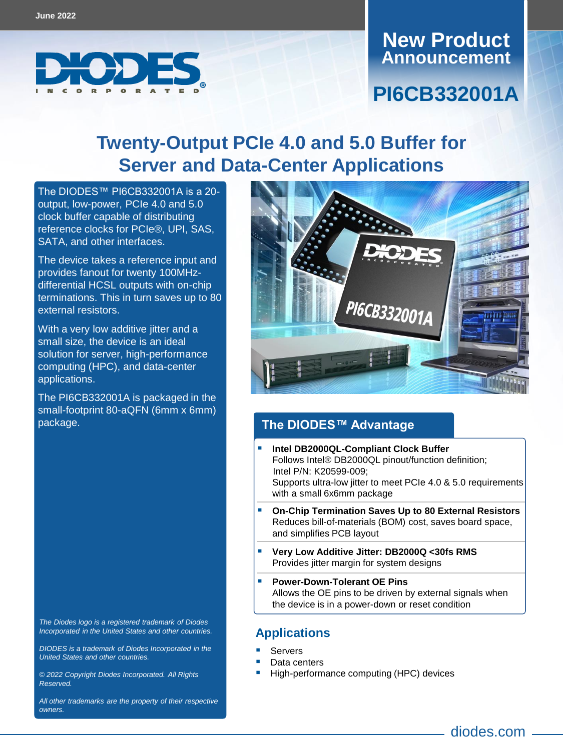June 2022

# New Product Announcement

## PI6CB332001A

# Twenty-Output PCIe 4.0 and 5.0 Buffer for Server and Data-Center Applications

The DIODES™ PI6CB332001A is a 20-output, low-power, PCIe 4.0 and 5.0 clock buffer capable of distributing reference clocks for PCIe®, UPI, SAS, SATA, and other interfaces.

The device takes a reference input and provides fanout for twenty 100MHz-differential HCSL outputs with on-chip terminations. This in turn saves up to 80 external resistors.

With a very low additive jitter and a small size, the device is an ideal solution for server, high-performance computing (HPC), and data-center applications.

The PI6CB332001A is packaged in the small-footprint 80-aQFN (6mm x 6mm) package.

## The DIODES™ Advantage

- **Intel DB2000QL-Compliant Clock Buffer**
  Follows Intel® DB2000QL pinout/function definition;
  Intel P/N: K20599-009;
  Supports ultra-low jitter to meet PCIe 4.0 & 5.0 requirements with a small 6x6mm package
- **On-Chip Termination Saves Up to 80 External Resistors**
  Reduces bill-of-materials (BOM) cost, saves board space, and simplifies PCB layout
- **Very Low Additive Jitter: DB2000Q <30fs RMS**
  Provides jitter margin for system designs
- **Power-Down-Tolerant OE Pins**
  Allows the OE pins to be driven by external signals when the device is in a power-down or reset condition

## Applications

- Servers
- Data centers
- High-performance computing (HPC) devices

*The Diodes logo is a registered trademark of Diodes Incorporated in the United States and other countries.*

*DIODES is a trademark of Diodes Incorporated in the United States and other countries.*

*© 2022 Copyright Diodes Incorporated. All Rights Reserved.*

*All other trademarks are the property of their respective owners.*

diodes.com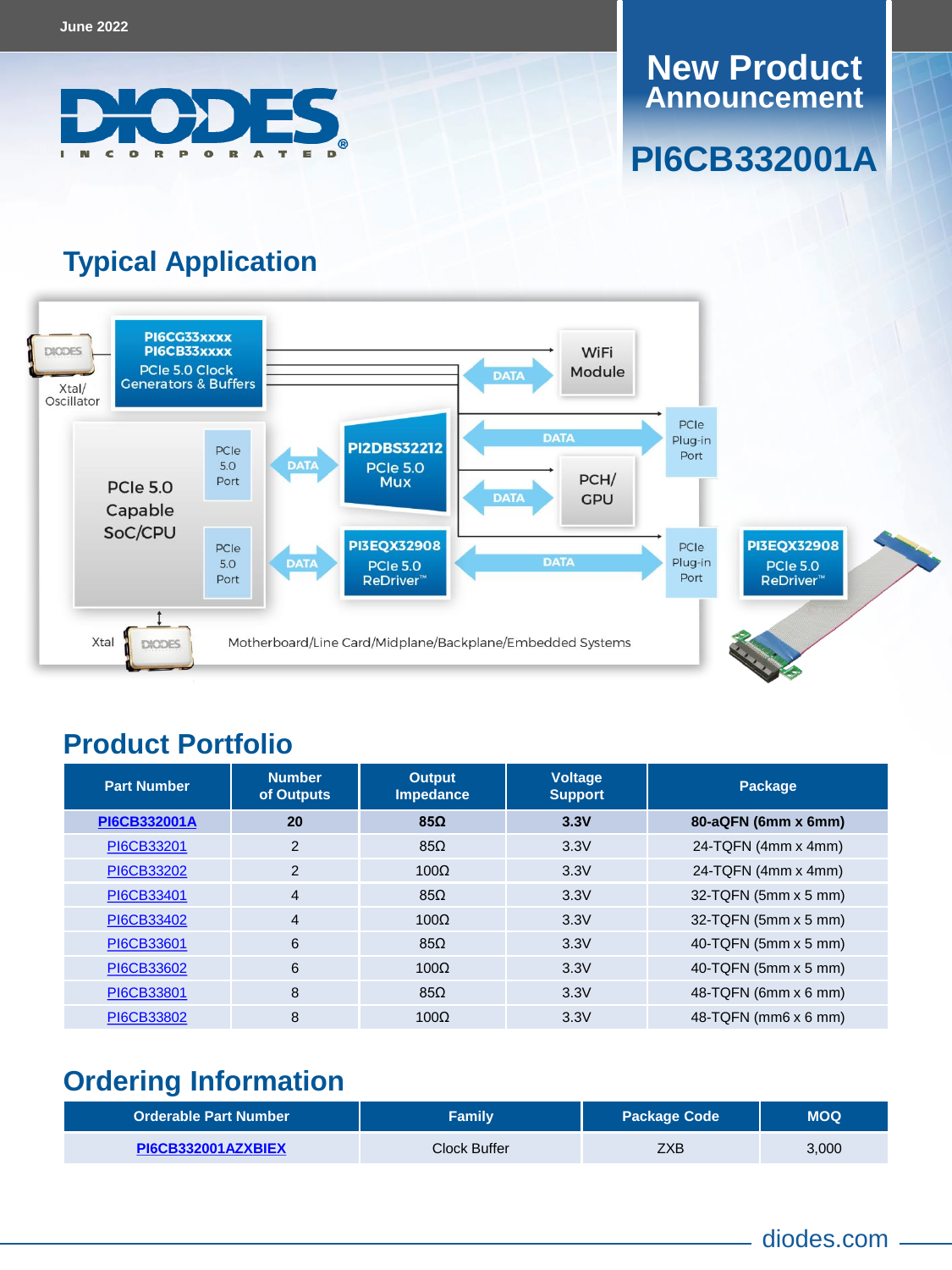June 2022

# New Product Announcement

# PI6CB332001A

## Typical Application

Xtal/
Oscillator

PI6CG33xxxx
PI6CB33xxxx
PCIe 5.0 Clock
Generators & Buffers

WiFi
Module

DATA

PCIe 5.0
Capable
SoC/CPU

PCIe
5.0
Port

DATA

PI2DBS32212
PCIe 5.0
Mux

DATA

PCIe
Plug-in
Port

PCH/
GPU

DATA

PCIe
5.0
Port

DATA

PI3EQX32908
PCIe 5.0
ReDriver™

DATA

PCIe
Plug-in
Port

PI3EQX32908
PCIe 5.0
ReDriver™

Xtal

Motherboard/Line Card/Midplane/Backplane/Embedded Systems

## Product Portfolio

| Part Number | Number of Outputs | Output Impedance | Voltage Support | Package |
|---|---|---|---|---|
| **PI6CB332001A** | **20** | **85Ω** | **3.3V** | **80-aQFN (6mm x 6mm)** |
| PI6CB33201 | 2 | 85Ω | 3.3V | 24-TQFN (4mm x 4mm) |
| PI6CB33202 | 2 | 100Ω | 3.3V | 24-TQFN (4mm x 4mm) |
| PI6CB33401 | 4 | 85Ω | 3.3V | 32-TQFN (5mm x 5 mm) |
| PI6CB33402 | 4 | 100Ω | 3.3V | 32-TQFN (5mm x 5 mm) |
| PI6CB33601 | 6 | 85Ω | 3.3V | 40-TQFN (5mm x 5 mm) |
| PI6CB33602 | 6 | 100Ω | 3.3V | 40-TQFN (5mm x 5 mm) |
| PI6CB33801 | 8 | 85Ω | 3.3V | 48-TQFN (6mm x 6 mm) |
| PI6CB33802 | 8 | 100Ω | 3.3V | 48-TQFN (mm6 x 6 mm) |

## Ordering Information

| Orderable Part Number | Family | Package Code | MOQ |
|---|---|---|---|
| PI6CB332001AZXBIEX | Clock Buffer | ZXB | 3,000 |

diodes.com